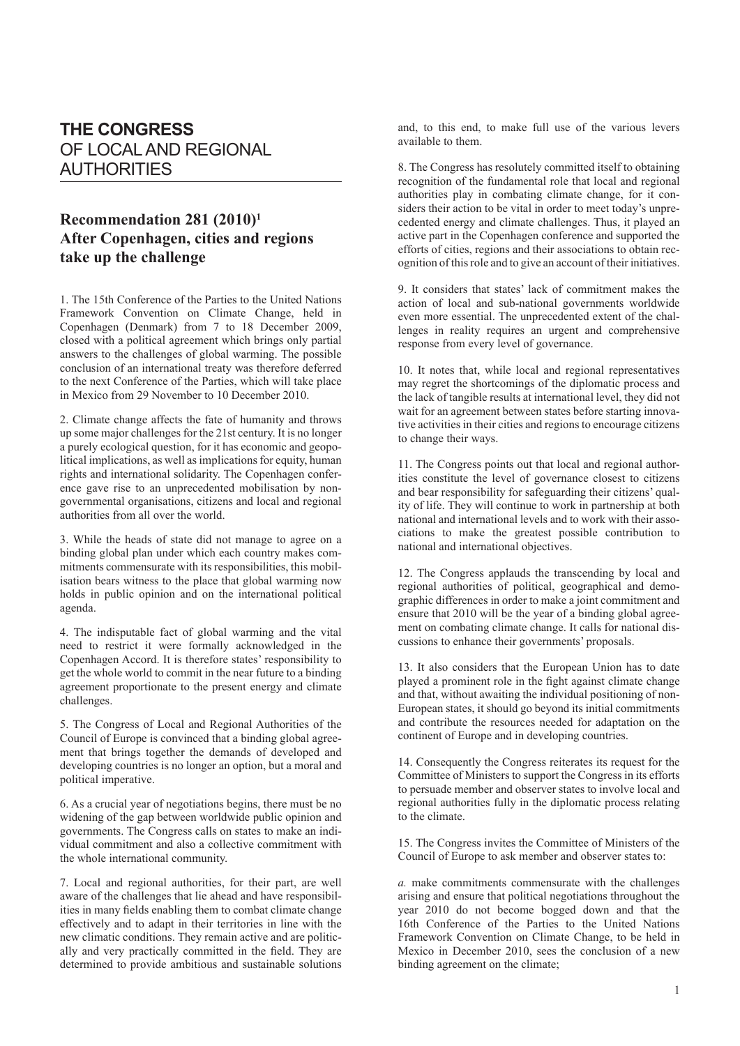# THE CONGRESS OF LOCAL AND REGIONAL AUTHORITIES

## Recommendation 281 (2010)[1] After Copenhagen, cities and regions take up the challenge

1. The 15th Conference of the Parties to the United Nations Framework Convention on Climate Change, held in Copenhagen (Denmark) from 7 to 18 December 2009, closed with a political agreement which brings only partial answers to the challenges of global warming. The possible conclusion of an international treaty was therefore deferred to the next Conference of the Parties, which will take place in Mexico from 29 November to 10 December 2010.

2. Climate change affects the fate of humanity and throws up some major challenges for the 21st century. It is no longer a purely ecological question, for it has economic and geopolitical implications, as well as implications for equity, human rights and international solidarity. The Copenhagen conference gave rise to an unprecedented mobilisation by non-governmental organisations, citizens and local and regional authorities from all over the world.

3. While the heads of state did not manage to agree on a binding global plan under which each country makes commitments commensurate with its responsibilities, this mobilisation bears witness to the place that global warming now holds in public opinion and on the international political agenda.

4. The indisputable fact of global warming and the vital need to restrict it were formally acknowledged in the Copenhagen Accord. It is therefore states' responsibility to get the whole world to commit in the near future to a binding agreement proportionate to the present energy and climate challenges.

5. The Congress of Local and Regional Authorities of the Council of Europe is convinced that a binding global agreement that brings together the demands of developed and developing countries is no longer an option, but a moral and political imperative.

6. As a crucial year of negotiations begins, there must be no widening of the gap between worldwide public opinion and governments. The Congress calls on states to make an individual commitment and also a collective commitment with the whole international community.

7. Local and regional authorities, for their part, are well aware of the challenges that lie ahead and have responsibilities in many fields enabling them to combat climate change effectively and to adapt in their territories in line with the new climate conditions. They remain active and are politically and very practically committed in the field. They are determined to provide ambitious and sustainable solutions and, to this end, to make full use of the various levers available to them.

8. The Congress has resolutely committed itself to obtaining recognition of the fundamental role that local and regional authorities play in combating climate change, for it considers their action to be vital in order to meet today's unprecedented energy and climate challenges. Thus, it played an active part in the Copenhagen conference and supported the efforts of cities, regions and their associations to obtain recognition of this role and to give an account of their initiatives.

9. It considers that states' lack of commitment makes the action of local and sub-national governments worldwide even more essential. The unprecedented extent of the challenges in reality requires an urgent and comprehensive response from every level of governance.

10. It notes that, while local and regional representatives may regret the shortcomings of the diplomatic process and the lack of tangible results at international level, they did not wait for an agreement between states before starting innovative activities in their cities and regions to encourage citizens to change their ways.

11. The Congress points out that local and regional authorities constitute the level of governance closest to citizens and bear responsibility for safeguarding their citizens' quality of life. They will continue to work in partnership at both national and international levels and to work with their associations to make the greatest possible contribution to national and international objectives.

12. The Congress applauds the transcending by local and regional authorities of political, geographical and demographic differences in order to make a joint commitment and ensure that 2010 will be the year of a binding global agreement on combating climate change. It calls for national discussions to enhance their governments' proposals.

13. It also considers that the European Union has to date played a prominent role in the fight against climate change and that, without awaiting the individual positioning of non-European states, it should go beyond its initial commitments and contribute the resources needed for adaptation on the continent of Europe and in developing countries.

14. Consequently the Congress reiterates its request for the Committee of Ministers to support the Congress in its efforts to persuade member and observer states to involve local and regional authorities fully in the diplomatic process relating to the climate.

15. The Congress invites the Committee of Ministers of the Council of Europe to ask member and observer states to:

*a.* make commitments commensurate with the challenges arising and ensure that political negotiations throughout the year 2010 do not become bogged down and that the 16th Conference of the Parties to the United Nations Framework Convention on Climate Change, to be held in Mexico in December 2010, sees the conclusion of a new binding agreement on the climate;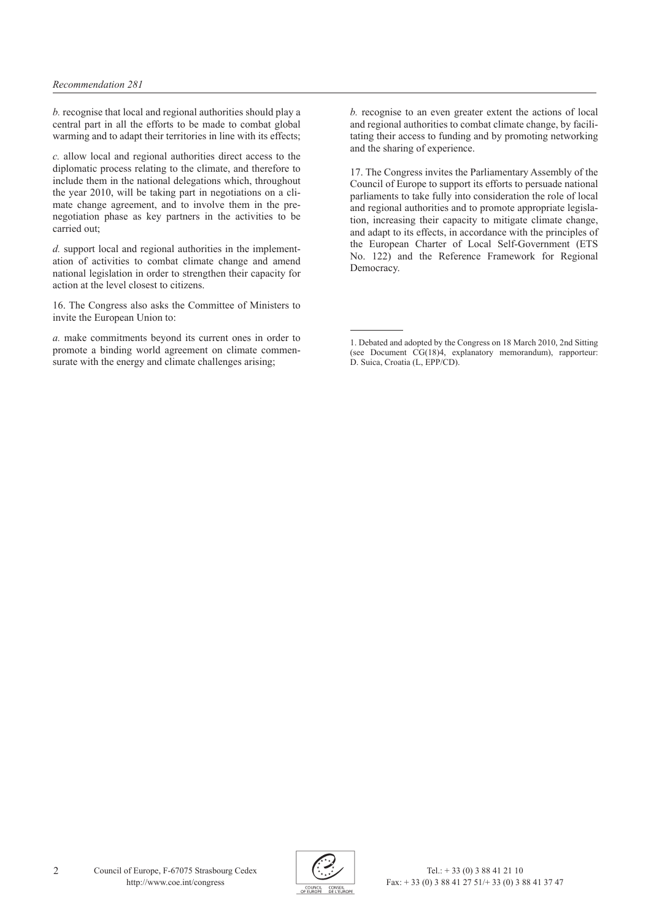*b.* recognise that local and regional authorities should play a central part in all the efforts to be made to combat global warming and to adapt their territories in line with its effects;

*c.* allow local and regional authorities direct access to the diplomatic process relating to the climate, and therefore to include them in the national delegations which, throughout the year 2010, will be taking part in negotiations on a climate change agreement, and to involve them in the pre-negotiation phase as key partners in the activities to be carried out;

*d.* support local and regional authorities in the implementation of activities to combat climate change and amend national legislation in order to strengthen their capacity for action at the level closest to citizens.

16. The Congress also asks the Committee of Ministers to invite the European Union to:

*a.* make commitments beyond its current ones in order to promote a binding world agreement on climate commensurate with the energy and climate challenges arising;

*b.* recognise to an even greater extent the actions of local and regional authorities to combat climate change, by facilitating their access to funding and by promoting networking and the sharing of experience.

17. The Congress invites the Parliamentary Assembly of the Council of Europe to support its efforts to persuade national parliaments to take fully into consideration the role of local and regional authorities and to promote appropriate legislation, increasing their capacity to mitigate climate change, and adapt to its effects, in accordance with the principles of the European Charter of Local Self-Government (ETS No. 122) and the Reference Framework for Regional Democracy.

---

1. Debated and adopted by the Congress on 18 March 2010, 2nd Sitting (see Document CG(18)4, explanatory memorandum), rapporteur: D. Suica, Croatia (L, EPP/CD).

Council of Europe, F-67075 Strasbourg Cedex
http://www.coe.int/congress

Tel.: + 33 (0) 3 88 41 21 10
Fax: + 33 (0) 3 88 41 27 51/+ 33 (0) 3 88 41 37 47